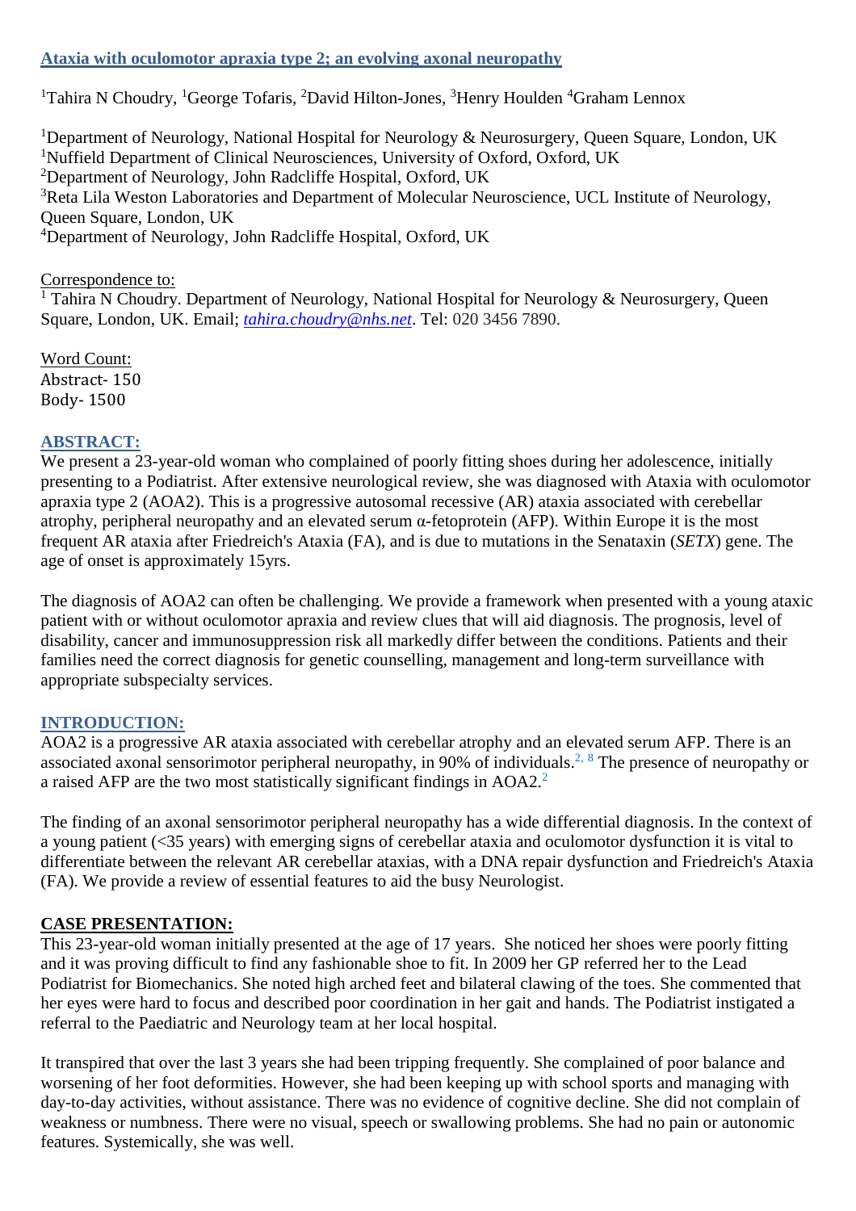# Ataxia with oculomotor apraxia type 2; an evolving axonal neuropathy

[1]Tahira N Choudry, [1]George Tofaris, [2]David Hilton-Jones, [3]Henry Houlden [4]Graham Lennox

[1]Department of Neurology, National Hospital for Neurology & Neurosurgery, Queen Square, London, UK
[1]Nuffield Department of Clinical Neurosciences, University of Oxford, Oxford, UK
[2]Department of Neurology, John Radcliffe Hospital, Oxford, UK
[3]Reta Lila Weston Laboratories and Department of Molecular Neuroscience, UCL Institute of Neurology, Queen Square, London, UK
[4]Department of Neurology, John Radcliffe Hospital, Oxford, UK

Correspondence to:
[1] Tahira N Choudry. Department of Neurology, National Hospital for Neurology & Neurosurgery, Queen Square, London, UK. Email; *tahira.choudry@nhs.net*. Tel: 020 3456 7890.

Word Count:
Abstract- 150
Body- 1500

## ABSTRACT:

We present a 23-year-old woman who complained of poorly fitting shoes during her adolescence, initially presenting to a Podiatrist. After extensive neurological review, she was diagnosed with Ataxia with oculomotor apraxia type 2 (AOA2). This is a progressive autosomal recessive (AR) ataxia associated with cerebellar atrophy, peripheral neuropathy and an elevated serum α-fetoprotein (AFP). Within Europe it is the most frequent AR ataxia after Friedreich's Ataxia (FA), and is due to mutations in the Senataxin (*SETX*) gene. The age of onset is approximately 15yrs.

The diagnosis of AOA2 can often be challenging. We provide a framework when presented with a young ataxic patient with or without oculomotor apraxia and review clues that will aid diagnosis. The prognosis, level of disability, cancer and immunosuppression risk all markedly differ between the conditions. Patients and their families need the correct diagnosis for genetic counselling, management and long-term surveillance with appropriate subspecialty services.

## INTRODUCTION:

AOA2 is a progressive AR ataxia associated with cerebellar atrophy and an elevated serum AFP. There is an associated axonal sensorimotor peripheral neuropathy, in 90% of individuals.[2, 8] The presence of neuropathy or a raised AFP are the two most statistically significant findings in AOA2.[2]

The finding of an axonal sensorimotor peripheral neuropathy has a wide differential diagnosis. In the context of a young patient (<35 years) with emerging signs of cerebellar ataxia and oculomotor dysfunction it is vital to differentiate between the relevant AR cerebellar ataxias, with a DNA repair dysfunction and Friedreich's Ataxia (FA). We provide a review of essential features to aid the busy Neurologist.

## CASE PRESENTATION:

This 23-year-old woman initially presented at the age of 17 years. She noticed her shoes were poorly fitting and it was proving difficult to find any fashionable shoe to fit. In 2009 her GP referred her to the Lead Podiatrist for Biomechanics. She noted high arched feet and bilateral clawing of the toes. She commented that her eyes were hard to focus and described poor coordination in her gait and hands. The Podiatrist instigated a referral to the Paediatric and Neurology team at her local hospital.

It transpired that over the last 3 years she had been tripping frequently. She complained of poor balance and worsening of her foot deformities. However, she had been keeping up with school sports and managing with day-to-day activities, without assistance. There was no evidence of cognitive decline. She did not complain of weakness or numbness. There were no visual, speech or swallowing problems. She had no pain or autonomic features. Systemically, she was well.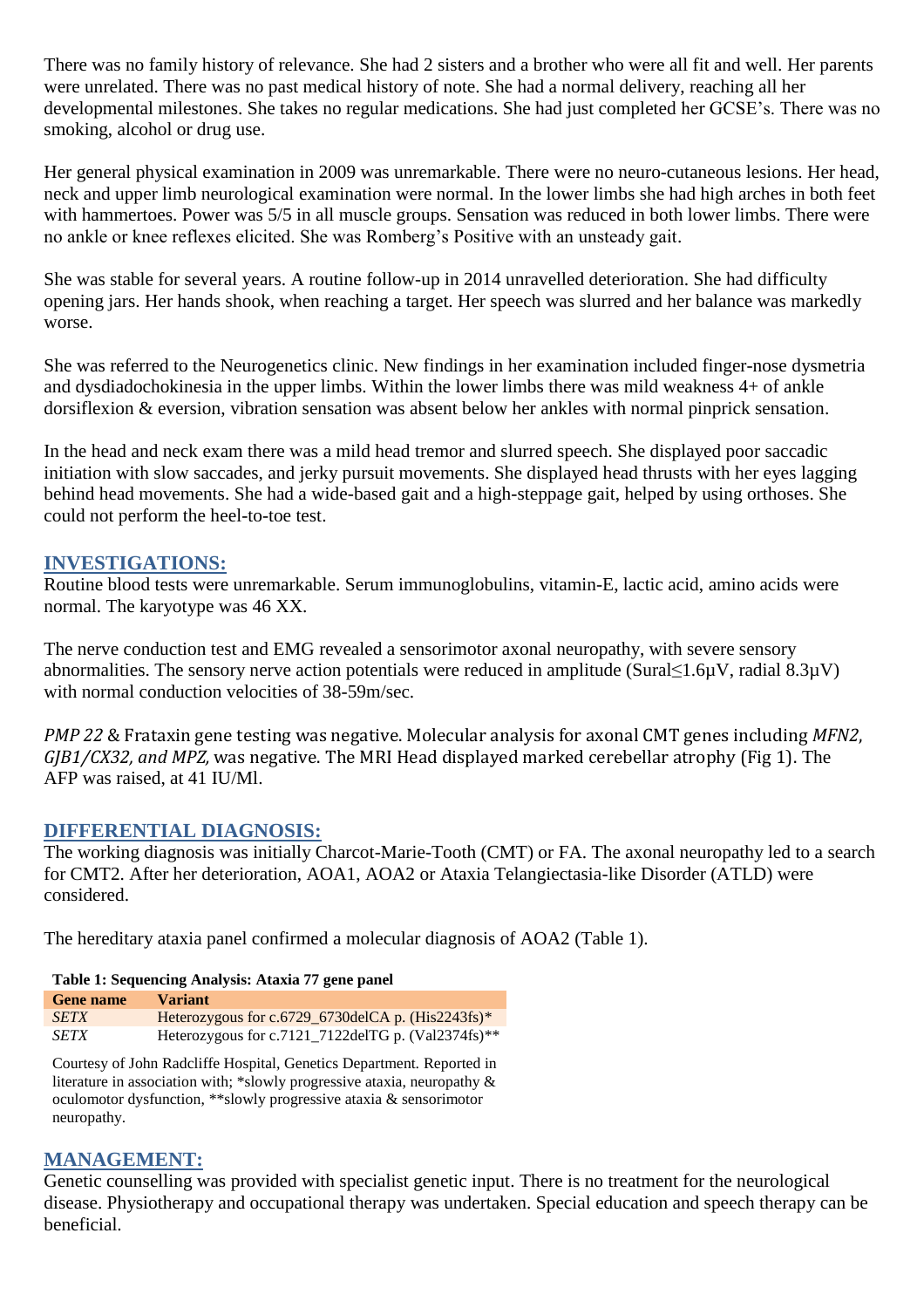There was no family history of relevance. She had 2 sisters and a brother who were all fit and well. Her parents were unrelated. There was no past medical history of note. She had a normal delivery, reaching all her developmental milestones. She takes no regular medications. She had just completed her GCSE's. There was no smoking, alcohol or drug use.

Her general physical examination in 2009 was unremarkable. There were no neuro-cutaneous lesions. Her head, neck and upper limb neurological examination were normal. In the lower limbs she had high arches in both feet with hammertoes. Power was 5/5 in all muscle groups. Sensation was reduced in both lower limbs. There were no ankle or knee reflexes elicited. She was Romberg's Positive with an unsteady gait.

She was stable for several years. A routine follow-up in 2014 unravelled deterioration. She had difficulty opening jars. Her hands shook, when reaching a target. Her speech was slurred and her balance was markedly worse.

She was referred to the Neurogenetics clinic. New findings in her examination included finger-nose dysmetria and dysdiadochokinesia in the upper limbs. Within the lower limbs there was mild weakness 4+ of ankle dorsiflexion & eversion, vibration sensation was absent below her ankles with normal pinprick sensation.

In the head and neck exam there was a mild head tremor and slurred speech. She displayed poor saccadic initiation with slow saccades, and jerky pursuit movements. She displayed head thrusts with her eyes lagging behind head movements. She had a wide-based gait and a high-steppage gait, helped by using orthoses. She could not perform the heel-to-toe test.

## INVESTIGATIONS:

Routine blood tests were unremarkable. Serum immunoglobulins, vitamin-E, lactic acid, amino acids were normal. The karyotype was 46 XX.

The nerve conduction test and EMG revealed a sensorimotor axonal neuropathy, with severe sensory abnormalities. The sensory nerve action potentials were reduced in amplitude (Sural≤1.6μV, radial 8.3μV) with normal conduction velocities of 38-59m/sec.

*PMP 22* & Frataxin gene testing was negative. Molecular analysis for axonal CMT genes including *MFN2, GJB1/CX32, and MPZ,* was negative. The MRI Head displayed marked cerebellar atrophy (Fig 1). The AFP was raised, at 41 IU/Ml.

## DIFFERENTIAL DIAGNOSIS:

The working diagnosis was initially Charcot-Marie-Tooth (CMT) or FA. The axonal neuropathy led to a search for CMT2. After her deterioration, AOA1, AOA2 or Ataxia Telangiectasia-like Disorder (ATLD) were considered.

The hereditary ataxia panel confirmed a molecular diagnosis of AOA2 (Table 1).

**Table 1: Sequencing Analysis: Ataxia 77 gene panel**

| Gene name | Variant |
|---|---|
| *SETX* | Heterozygous for c.6729_6730delCA p. (His2243fs)* |
| *SETX* | Heterozygous for c.7121_7122delTG p. (Val2374fs)** |

Courtesy of John Radcliffe Hospital, Genetics Department. Reported in literature in association with; *slowly progressive ataxia, neuropathy & oculomotor dysfunction, **slowly progressive ataxia & sensorimotor neuropathy.

## MANAGEMENT:

Genetic counselling was provided with specialist genetic input. There is no treatment for the neurological disease. Physiotherapy and occupational therapy was undertaken. Special education and speech therapy can be beneficial.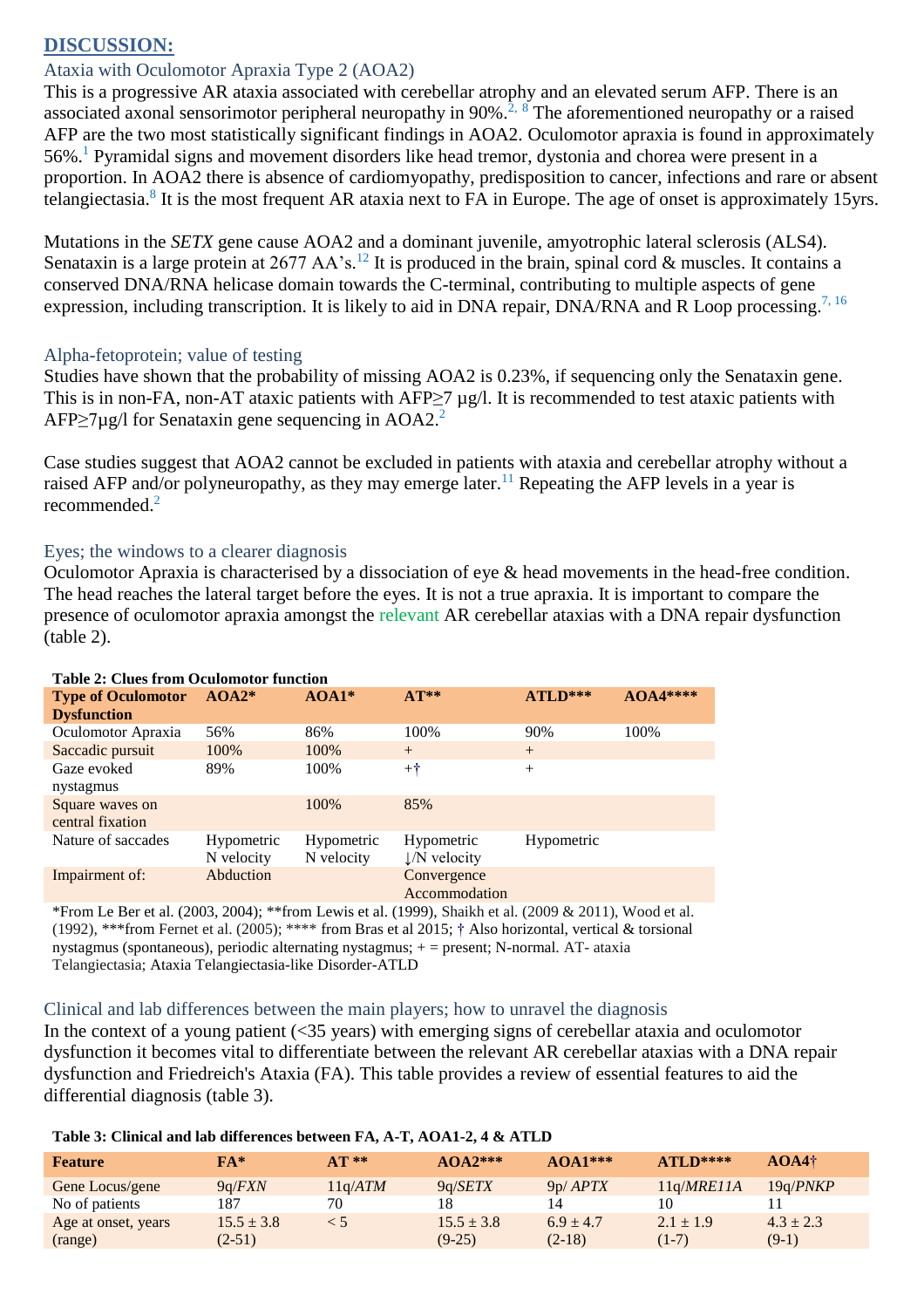## DISCUSSION:

### Ataxia with Oculomotor Apraxia Type 2 (AOA2)

This is a progressive AR ataxia associated with cerebellar atrophy and an elevated serum AFP. There is an associated axonal sensorimotor peripheral neuropathy in 90%.[2, 8] The aforementioned neuropathy or a raised AFP are the two most statistically significant findings in AOA2. Oculomotor apraxia is found in approximately 56%.[1] Pyramidal signs and movement disorders like head tremor, dystonia and chorea were present in a proportion. In AOA2 there is absence of cardiomyopathy, predisposition to cancer, infections and rare or absent telangiectasia.[8] It is the most frequent AR ataxia next to FA in Europe. The age of onset is approximately 15yrs.

Mutations in the *SETX* gene cause AOA2 and a dominant juvenile, amyotrophic lateral sclerosis (ALS4). Senataxin is a large protein at 2677 AA's.[12] It is produced in the brain, spinal cord & muscles. It contains a conserved DNA/RNA helicase domain towards the C-terminal, contributing to multiple aspects of gene expression, including transcription. It is likely to aid in DNA repair, DNA/RNA and R Loop processing.[7, 16]

### Alpha-fetoprotein; value of testing

Studies have shown that the probability of missing AOA2 is 0.23%, if sequencing only the Senataxin gene. This is in non-FA, non-AT ataxic patients with AFP≥7 µg/l. It is recommended to test ataxic patients with AFP≥7µg/l for Senataxin gene sequencing in AOA2.[2]

Case studies suggest that AOA2 cannot be excluded in patients with ataxia and cerebellar atrophy without a raised AFP and/or polyneuropathy, as they may emerge later.[11] Repeating the AFP levels in a year is recommended.[2]

### Eyes; the windows to a clearer diagnosis

Oculomotor Apraxia is characterised by a dissociation of eye & head movements in the head-free condition. The head reaches the lateral target before the eyes. It is not a true apraxia. It is important to compare the presence of oculomotor apraxia amongst the relevant AR cerebellar ataxias with a DNA repair dysfunction (table 2).

**Table 2: Clues from Oculomotor function**

| Type of Oculomotor Dysfunction | AOA2* | AOA1* | AT** | ATLD*** | AOA4**** |
|---|---|---|---|---|---|
| Oculomotor Apraxia | 56% | 86% | 100% | 90% | 100% |
| Saccadic pursuit | 100% | 100% | + | + | |
| Gaze evoked nystagmus | 89% | 100% | +† | + | |
| Square waves on central fixation | | 100% | 85% | | |
| Nature of saccades | Hypometric N velocity | Hypometric N velocity | Hypometric ↓/N velocity | Hypometric | |
| Impairment of: | Abduction | | Convergence Accommodation | | |

*From Le Ber et al. (2003, 2004); **from Lewis et al. (1999), Shaikh et al. (2009 & 2011), Wood et al. (1992), ***from Fernet et al. (2005); **** from Bras et al 2015; † Also horizontal, vertical & torsional nystagmus (spontaneous), periodic alternating nystagmus; + = present; N-normal. AT- ataxia Telangiectasia; Ataxia Telangiectasia-like Disorder-ATLD

### Clinical and lab differences between the main players; how to unravel the diagnosis

In the context of a young patient (<35 years) with emerging signs of cerebellar ataxia and oculomotor dysfunction it becomes vital to differentiate between the relevant AR cerebellar ataxias with a DNA repair dysfunction and Friedreich's Ataxia (FA). This table provides a review of essential features to aid the differential diagnosis (table 3).

**Table 3: Clinical and lab differences between FA, A-T, AOA1-2, 4 & ATLD**

| Feature | FA* | AT ** | AOA2*** | AOA1*** | ATLD**** | AOA4† |
|---|---|---|---|---|---|---|
| Gene Locus/gene | 9q/*FXN* | 11q/*ATM* | 9q/*SETX* | 9p/ *APTX* | 11q/*MRE11A* | 19q/*PNKP* |
| No of patients | 187 | 70 | 18 | 14 | 10 | 11 |
| Age at onset, years (range) | 15.5 ± 3.8 (2-51) | < 5 | 15.5 ± 3.8 (9-25) | 6.9 ± 4.7 (2-18) | 2.1 ± 1.9 (1-7) | 4.3 ± 2.3 (9-1) |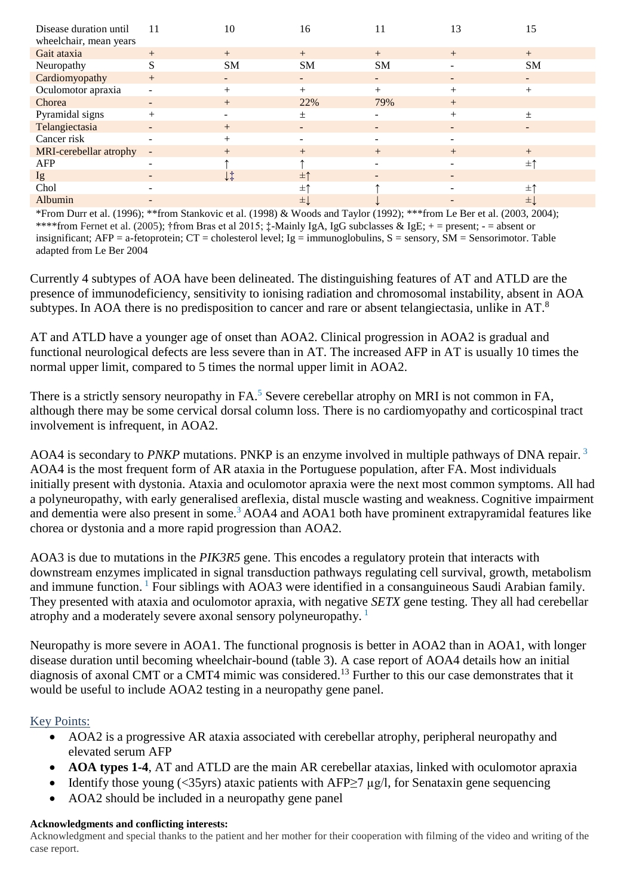| Disease duration until wheelchair, mean years | 11 | 10 | 16 | 11 | 13 | 15 |
|---|---|---|---|---|---|---|
| Gait ataxia | + | + | + | + | + | + |
| Neuropathy | S | SM | SM | SM | - | SM |
| Cardiomyopathy | + | - | - | - | - | - |
| Oculomotor apraxia | - | + | + | + | + | + |
| Chorea | - | + | 22% | 79% | + | |
| Pyramidal signs | + | - | ± | - | + | ± |
| Telangiectasia | - | + | - | - | - | - |
| Cancer risk | - | + | - | - | - | |
| MRI-cerebellar atrophy | - | + | + | + | + | + |
| AFP | - | ↑ | ↑ | - | - | ±↑ |
| Ig | - | ↓‡ | ±↑ | - | - | |
| Chol | - | | ±↑ | ↑ | - | ±↑ |
| Albumin | - | | ±↓ | ↓ | - | ±↓ |

*From Durr et al. (1996); **from Stankovic et al. (1998) & Woods and Taylor (1992); ***from Le Ber et al. (2003, 2004); ****from Fernet et al. (2005); †from Bras et al 2015; ‡-Mainly IgA, IgG subclasses & IgE; + = present; - = absent or insignificant; AFP = a-fetoprotein; CT = cholesterol level; Ig = immunoglobulins, S = sensory, SM = Sensorimotor. Table adapted from Le Ber 2004

Currently 4 subtypes of AOA have been delineated. The distinguishing features of AT and ATLD are the presence of immunodeficiency, sensitivity to ionising radiation and chromosomal instability, absent in AOA subtypes. In AOA there is no predisposition to cancer and rare or absent telangiectasia, unlike in AT.[8]

AT and ATLD have a younger age of onset than AOA2. Clinical progression in AOA2 is gradual and functional neurological defects are less severe than in AT. The increased AFP in AT is usually 10 times the normal upper limit, compared to 5 times the normal upper limit in AOA2.

There is a strictly sensory neuropathy in FA.[5] Severe cerebellar atrophy on MRI is not common in FA, although there may be some cervical dorsal column loss. There is no cardiomyopathy and corticospinal tract involvement is infrequent, in AOA2.

AOA4 is secondary to *PNKP* mutations. PNKP is an enzyme involved in multiple pathways of DNA repair.[3] AOA4 is the most frequent form of AR ataxia in the Portuguese population, after FA. Most individuals initially present with dystonia. Ataxia and oculomotor apraxia were the next most common symptoms. All had a polyneuropathy, with early generalised areflexia, distal muscle wasting and weakness. Cognitive impairment and dementia were also present in some.[3] AOA4 and AOA1 both have prominent extrapyramidal features like chorea or dystonia and a more rapid progression than AOA2.

AOA3 is due to mutations in the *PIK3R5* gene. This encodes a regulatory protein that interacts with downstream enzymes implicated in signal transduction pathways regulating cell survival, growth, metabolism and immune function.[1] Four siblings with AOA3 were identified in a consanguineous Saudi Arabian family. They presented with ataxia and oculomotor apraxia, with negative *SETX* gene testing. They all had cerebellar atrophy and a moderately severe axonal sensory polyneuropathy.[1]

Neuropathy is more severe in AOA1. The functional prognosis is better in AOA2 than in AOA1, with longer disease duration until becoming wheelchair-bound (table 3). A case report of AOA4 details how an initial diagnosis of axonal CMT or a CMT4 mimic was considered.[13] Further to this our case demonstrates that it would be useful to include AOA2 testing in a neuropathy gene panel.

## Key Points:

- AOA2 is a progressive AR ataxia associated with cerebellar atrophy, peripheral neuropathy and elevated serum AFP
- **AOA types 1-4**, AT and ATLD are the main AR cerebellar ataxias, linked with oculomotor apraxia
- Identify those young (<35yrs) ataxic patients with AFP≥7 μg/l, for Senataxin gene sequencing
- AOA2 should be included in a neuropathy gene panel

**Acknowledgments and conflicting interests:**

Acknowledgment and special thanks to the patient and her mother for their cooperation with filming of the video and writing of the case report.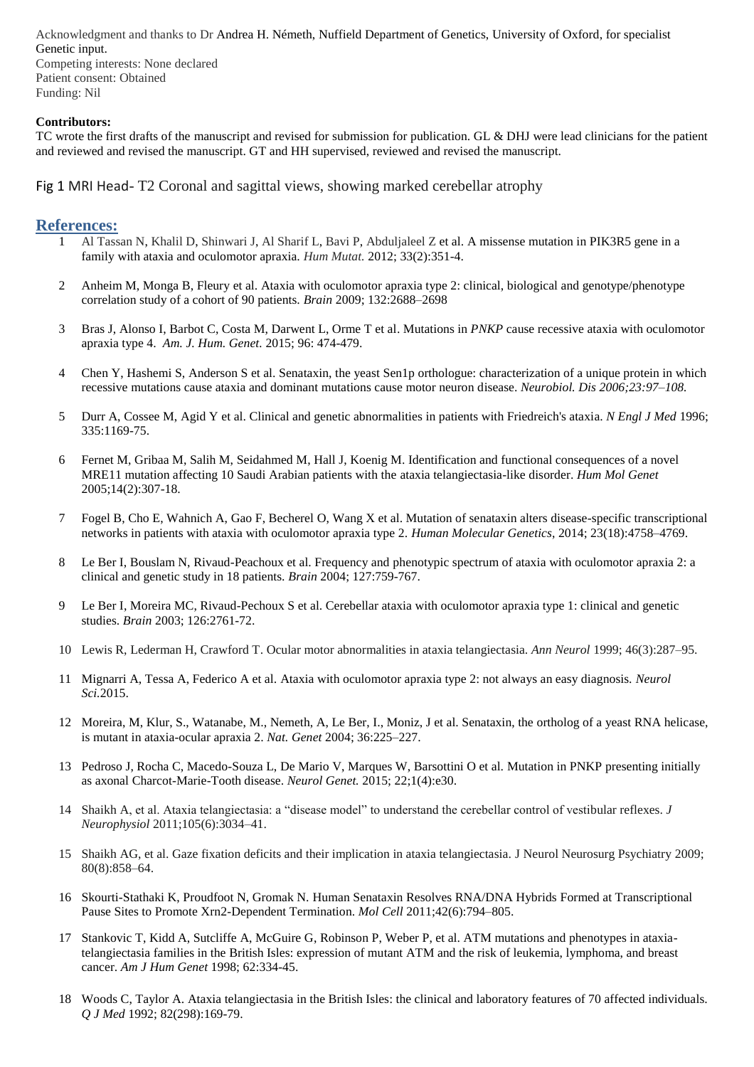Acknowledgment and thanks to Dr Andrea H. Németh, Nuffield Department of Genetics, University of Oxford, for specialist Genetic input.
Competing interests: None declared
Patient consent: Obtained
Funding: Nil

**Contributors:**
TC wrote the first drafts of the manuscript and revised for submission for publication. GL & DHJ were lead clinicians for the patient and reviewed and revised the manuscript. GT and HH supervised, reviewed and revised the manuscript.

Fig 1 MRI Head- T2 Coronal and sagittal views, showing marked cerebellar atrophy

## References:

1. Al Tassan N, Khalil D, Shinwari J, Al Sharif L, Bavi P, Abduljaleel Z et al. A missense mutation in PIK3R5 gene in a family with ataxia and oculomotor apraxia. *Hum Mutat.* 2012; 33(2):351-4.

2. Anheim M, Monga B, Fleury et al. Ataxia with oculomotor apraxia type 2: clinical, biological and genotype/phenotype correlation study of a cohort of 90 patients. *Brain* 2009; 132:2688–2698

3. Bras J, Alonso I, Barbot C, Costa M, Darwent L, Orme T et al. Mutations in *PNKP* cause recessive ataxia with oculomotor apraxia type 4. *Am. J. Hum. Genet.* 2015; 96: 474-479.

4. Chen Y, Hashemi S, Anderson S et al. Senataxin, the yeast Sen1p orthologue: characterization of a unique protein in which recessive mutations cause ataxia and dominant mutations cause motor neuron disease. *Neurobiol. Dis 2006;23:97–108.*

5. Durr A, Cossee M, Agid Y et al. Clinical and genetic abnormalities in patients with Friedreich's ataxia. *N Engl J Med* 1996; 335:1169-75.

6. Fernet M, Gribaa M, Salih M, Seidahmed M, Hall J, Koenig M. Identification and functional consequences of a novel MRE11 mutation affecting 10 Saudi Arabian patients with the ataxia telangiectasia-like disorder. *Hum Mol Genet* 2005;14(2):307-18.

7. Fogel B, Cho E, Wahnich A, Gao F, Becherel O, Wang X et al. Mutation of senataxin alters disease-specific transcriptional networks in patients with ataxia with oculomotor apraxia type 2. *Human Molecular Genetics*, 2014; 23(18):4758–4769.

8. Le Ber I, Bouslam N, Rivaud-Peachoux et al. Frequency and phenotypic spectrum of ataxia with oculomotor apraxia 2: a clinical and genetic study in 18 patients. *Brain* 2004; 127:759-767.

9. Le Ber I, Moreira MC, Rivaud-Pechoux S et al. Cerebellar ataxia with oculomotor apraxia type 1: clinical and genetic studies. *Brain* 2003; 126:2761-72.

10. Lewis R, Lederman H, Crawford T. Ocular motor abnormalities in ataxia telangiectasia. *Ann Neurol* 1999; 46(3):287–95.

11. Mignarri A, Tessa A, Federico A et al. Ataxia with oculomotor apraxia type 2: not always an easy diagnosis. *Neurol Sci.*2015.

12. Moreira, M, Klur, S., Watanabe, M., Nemeth, A, Le Ber, I., Moniz, J et al. Senataxin, the ortholog of a yeast RNA helicase, is mutant in ataxia-ocular apraxia 2. *Nat. Genet* 2004; 36:225–227.

13. Pedroso J, Rocha C, Macedo-Souza L, De Mario V, Marques W, Barsottini O et al. Mutation in PNKP presenting initially as axonal Charcot-Marie-Tooth disease. *Neurol Genet.* 2015; 22;1(4):e30.

14. Shaikh A, et al. Ataxia telangiectasia: a "disease model" to understand the cerebellar control of vestibular reflexes. *J Neurophysiol* 2011;105(6):3034–41.

15. Shaikh AG, et al. Gaze fixation deficits and their implication in ataxia telangiectasia. J Neurol Neurosurg Psychiatry 2009; 80(8):858–64.

16. Skourti-Stathaki K, Proudfoot N, Gromak N. Human Senataxin Resolves RNA/DNA Hybrids Formed at Transcriptional Pause Sites to Promote Xrn2-Dependent Termination. *Mol Cell* 2011;42(6):794–805.

17. Stankovic T, Kidd A, Sutcliffe A, McGuire G, Robinson P, Weber P, et al. ATM mutations and phenotypes in ataxia-telangiectasia families in the British Isles: expression of mutant ATM and the risk of leukemia, lymphoma, and breast cancer. *Am J Hum Genet* 1998; 62:334-45.

18. Woods C, Taylor A. Ataxia telangiectasia in the British Isles: the clinical and laboratory features of 70 affected individuals. *Q J Med* 1992; 82(298):169-79.